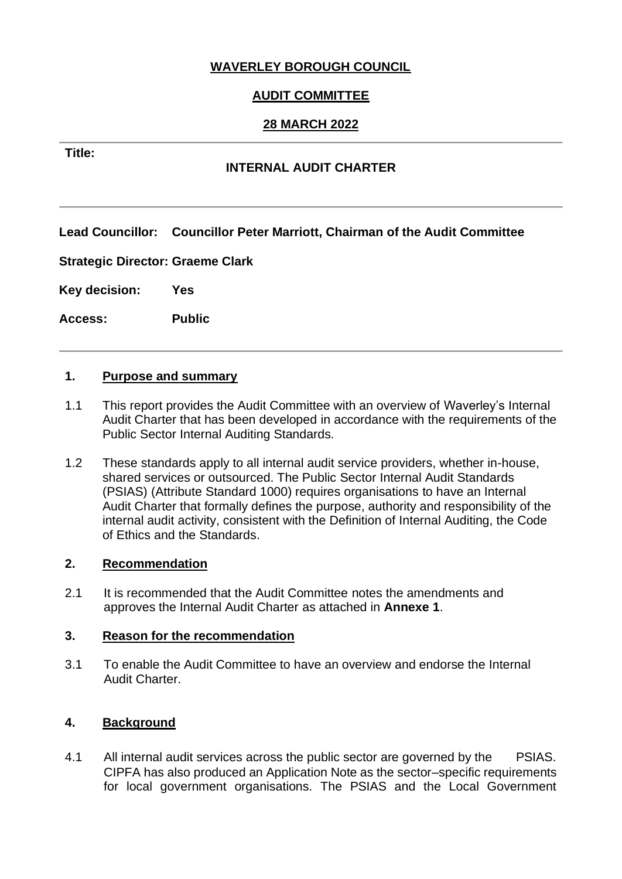**WAVERLEY BOROUGH COUNCIL**

**AUDIT COMMITTEE**

**28 MARCH 2022**

**Title:**

**INTERNAL AUDIT CHARTER**

**Lead Councillor: Councillor Peter Marriott, Chairman of the Audit Committee**

**Strategic Director: Graeme Clark**

**Key decision: Yes**

**Access: Public**

## 1. Purpose and summary

1.1 This report provides the Audit Committee with an overview of Waverley's Internal Audit Charter that has been developed in accordance with the requirements of the Public Sector Internal Auditing Standards.

1.2 These standards apply to all internal audit service providers, whether in-house, shared services or outsourced. The Public Sector Internal Audit Standards (PSIAS) (Attribute Standard 1000) requires organisations to have an Internal Audit Charter that formally defines the purpose, authority and responsibility of the internal audit activity, consistent with the Definition of Internal Auditing, the Code of Ethics and the Standards.

## 2. Recommendation

2.1 It is recommended that the Audit Committee notes the amendments and approves the Internal Audit Charter as attached in **Annexe 1**.

## 3. Reason for the recommendation

3.1 To enable the Audit Committee to have an overview and endorse the Internal Audit Charter.

## 4. Background

4.1 All internal audit services across the public sector are governed by the PSIAS. CIPFA has also produced an Application Note as the sector–specific requirements for local government organisations. The PSIAS and the Local Government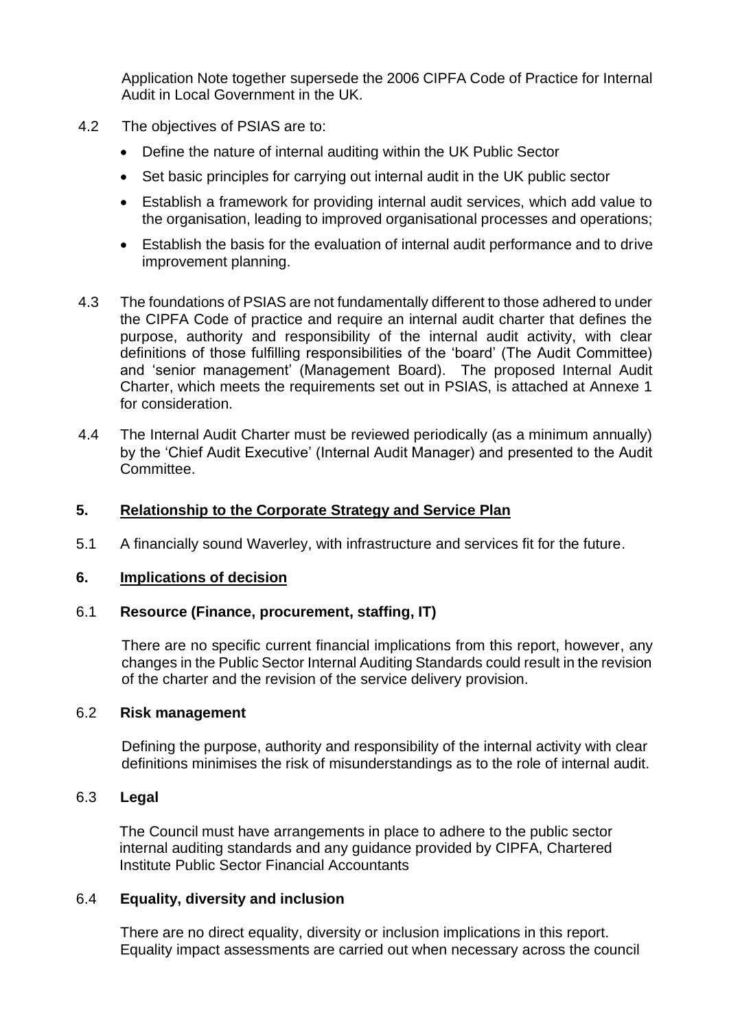Application Note together supersede the 2006 CIPFA Code of Practice for Internal Audit in Local Government in the UK.

4.2 The objectives of PSIAS are to:

- Define the nature of internal auditing within the UK Public Sector
- Set basic principles for carrying out internal audit in the UK public sector
- Establish a framework for providing internal audit services, which add value to the organisation, leading to improved organisational processes and operations;
- Establish the basis for the evaluation of internal audit performance and to drive improvement planning.

4.3 The foundations of PSIAS are not fundamentally different to those adhered to under the CIPFA Code of practice and require an internal audit charter that defines the purpose, authority and responsibility of the internal audit activity, with clear definitions of those fulfilling responsibilities of the 'board' (The Audit Committee) and 'senior management' (Management Board). The proposed Internal Audit Charter, which meets the requirements set out in PSIAS, is attached at Annexe 1 for consideration.

4.4 The Internal Audit Charter must be reviewed periodically (as a minimum annually) by the 'Chief Audit Executive' (Internal Audit Manager) and presented to the Audit Committee.

## 5. Relationship to the Corporate Strategy and Service Plan

5.1 A financially sound Waverley, with infrastructure and services fit for the future.

## 6. Implications of decision

### 6.1 Resource (Finance, procurement, staffing, IT)

There are no specific current financial implications from this report, however, any changes in the Public Sector Internal Auditing Standards could result in the revision of the charter and the revision of the service delivery provision.

### 6.2 Risk management

Defining the purpose, authority and responsibility of the internal activity with clear definitions minimises the risk of misunderstandings as to the role of internal audit.

### 6.3 Legal

The Council must have arrangements in place to adhere to the public sector internal auditing standards and any guidance provided by CIPFA, Chartered Institute Public Sector Financial Accountants

### 6.4 Equality, diversity and inclusion

There are no direct equality, diversity or inclusion implications in this report. Equality impact assessments are carried out when necessary across the council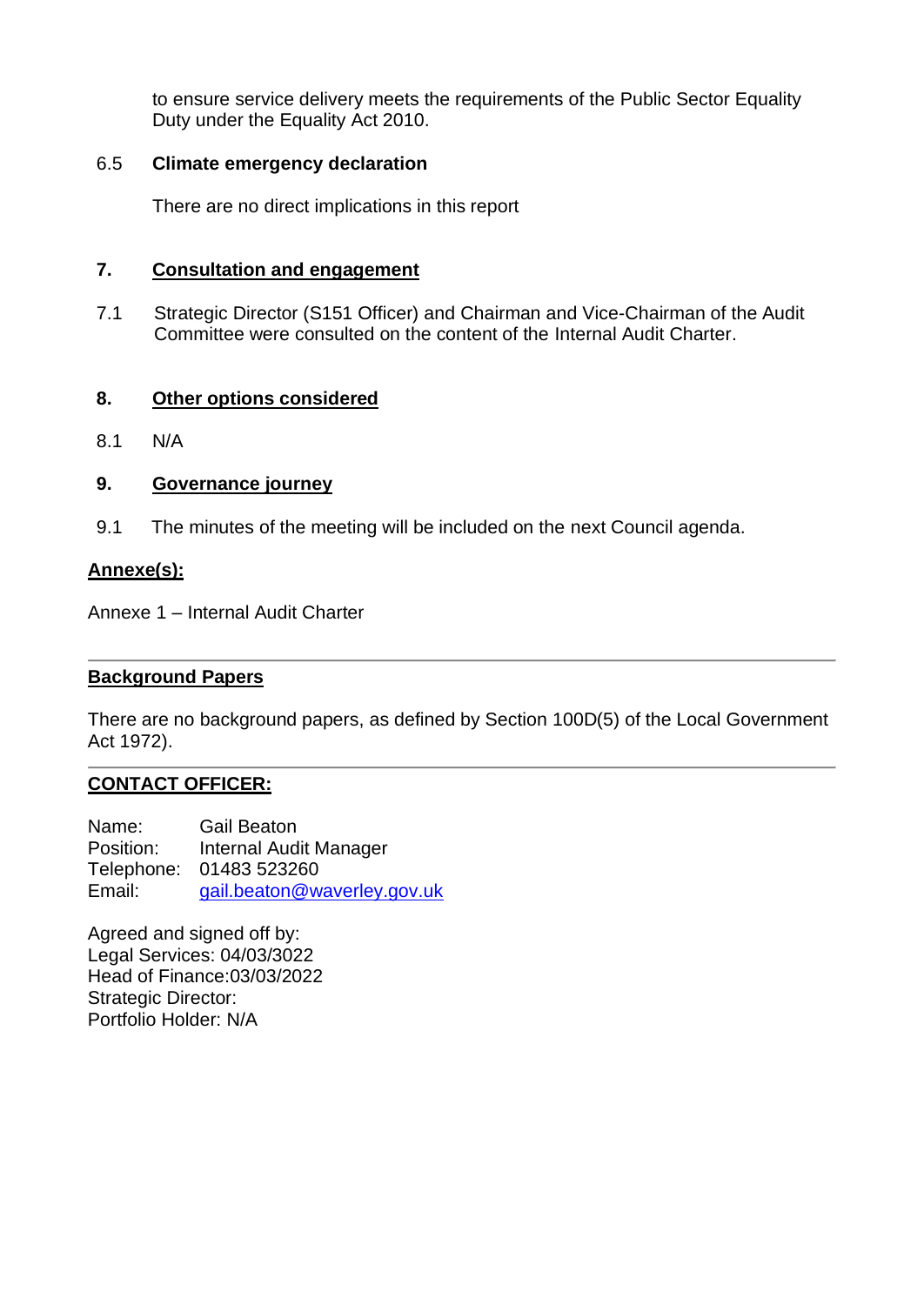to ensure service delivery meets the requirements of the Public Sector Equality Duty under the Equality Act 2010.

6.5 **Climate emergency declaration**

There are no direct implications in this report

## 7. Consultation and engagement

7.1 Strategic Director (S151 Officer) and Chairman and Vice-Chairman of the Audit Committee were consulted on the content of the Internal Audit Charter.

## 8. Other options considered

8.1 N/A

## 9. Governance journey

9.1 The minutes of the meeting will be included on the next Council agenda.

**Annexe(s):**

Annexe 1 – Internal Audit Charter

---

**Background Papers**

There are no background papers, as defined by Section 100D(5) of the Local Government Act 1972).

---

**CONTACT OFFICER:**

Name: Gail Beaton
Position: Internal Audit Manager
Telephone: 01483 523260
Email: gail.beaton@waverley.gov.uk

Agreed and signed off by:
Legal Services: 04/03/3022
Head of Finance:03/03/2022
Strategic Director:
Portfolio Holder: N/A